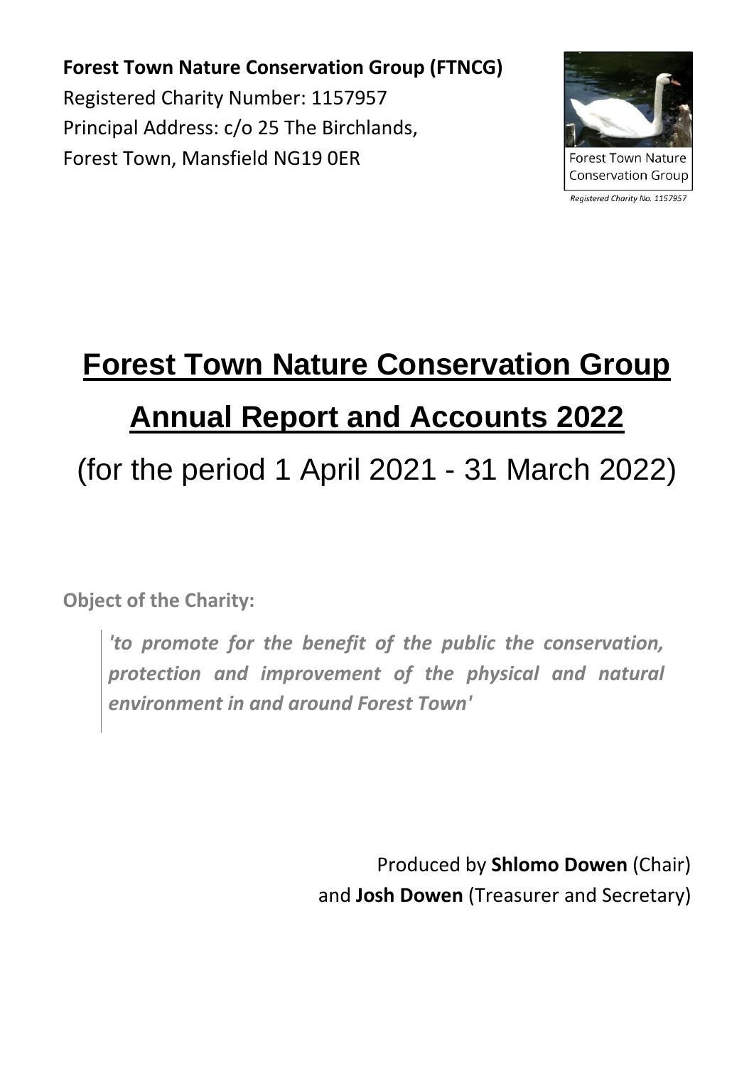**Forest Town Nature Conservation Group (FTNCG)**
Registered Charity Number: 1157957
Principal Address: c/o 25 The Birchlands,
Forest Town, Mansfield NG19 0ER

Forest Town Nature Conservation Group

*Registered Charity No. 1157957*

# Forest Town Nature Conservation Group

# Annual Report and Accounts 2022

(for the period 1 April 2021 - 31 March 2022)

**Object of the Charity:**

> ***'to promote for the benefit of the public the conservation, protection and improvement of the physical and natural environment in and around Forest Town'***

Produced by **Shlomo Dowen** (Chair)
and **Josh Dowen** (Treasurer and Secretary)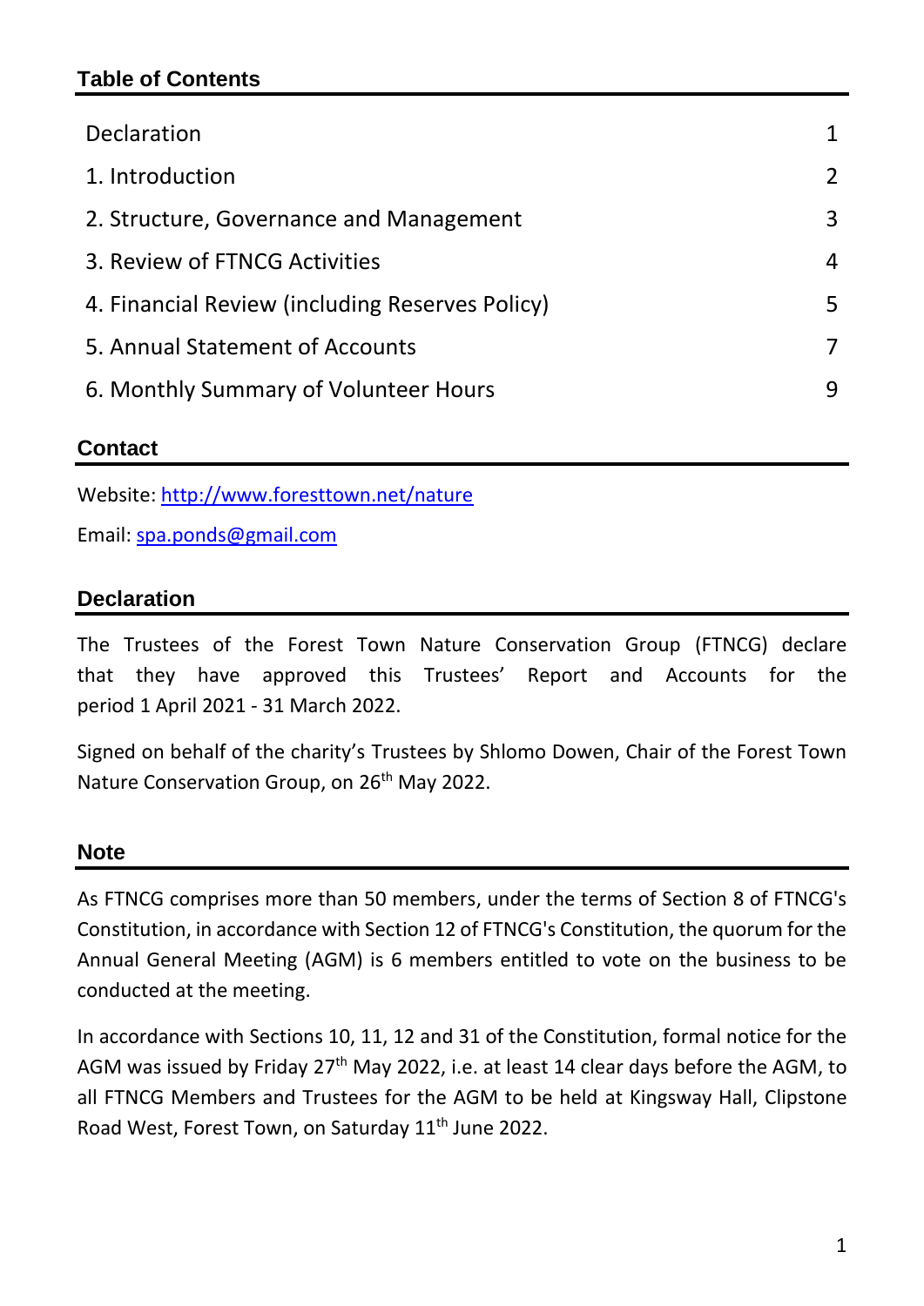### Table of Contents

| | |
|---|---|
| Declaration | 1 |
| 1. Introduction | 2 |
| 2. Structure, Governance and Management | 3 |
| 3. Review of FTNCG Activities | 4 |
| 4. Financial Review (including Reserves Policy) | 5 |
| 5. Annual Statement of Accounts | 7 |
| 6. Monthly Summary of Volunteer Hours | 9 |

### Contact

Website: http://www.foresttown.net/nature

Email: spa.ponds@gmail.com

### Declaration

The Trustees of the Forest Town Nature Conservation Group (FTNCG) declare that they have approved this Trustees' Report and Accounts for the period 1 April 2021 - 31 March 2022.

Signed on behalf of the charity's Trustees by Shlomo Dowen, Chair of the Forest Town Nature Conservation Group, on 26th May 2022.

### Note

As FTNCG comprises more than 50 members, under the terms of Section 8 of FTNCG's Constitution, in accordance with Section 12 of FTNCG's Constitution, the quorum for the Annual General Meeting (AGM) is 6 members entitled to vote on the business to be conducted at the meeting.

In accordance with Sections 10, 11, 12 and 31 of the Constitution, formal notice for the AGM was issued by Friday 27th May 2022, i.e. at least 14 clear days before the AGM, to all FTNCG Members and Trustees for the AGM to be held at Kingsway Hall, Clipstone Road West, Forest Town, on Saturday 11th June 2022.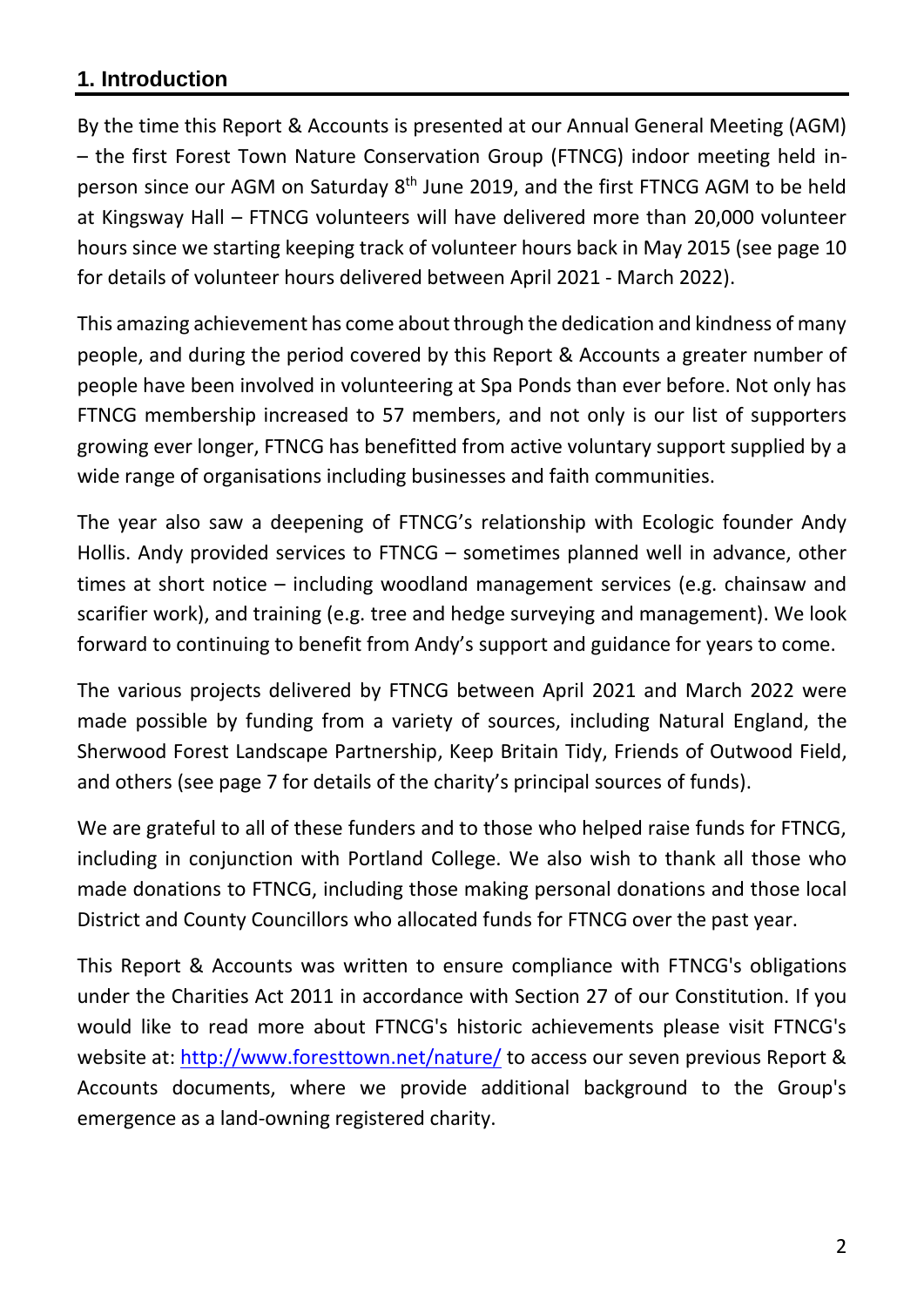## 1. Introduction

By the time this Report & Accounts is presented at our Annual General Meeting (AGM) – the first Forest Town Nature Conservation Group (FTNCG) indoor meeting held in-person since our AGM on Saturday 8th June 2019, and the first FTNCG AGM to be held at Kingsway Hall – FTNCG volunteers will have delivered more than 20,000 volunteer hours since we starting keeping track of volunteer hours back in May 2015 (see page 10 for details of volunteer hours delivered between April 2021 - March 2022).

This amazing achievement has come about through the dedication and kindness of many people, and during the period covered by this Report & Accounts a greater number of people have been involved in volunteering at Spa Ponds than ever before. Not only has FTNCG membership increased to 57 members, and not only is our list of supporters growing ever longer, FTNCG has benefitted from active voluntary support supplied by a wide range of organisations including businesses and faith communities.

The year also saw a deepening of FTNCG's relationship with Ecologic founder Andy Hollis. Andy provided services to FTNCG – sometimes planned well in advance, other times at short notice – including woodland management services (e.g. chainsaw and scarifier work), and training (e.g. tree and hedge surveying and management). We look forward to continuing to benefit from Andy's support and guidance for years to come.

The various projects delivered by FTNCG between April 2021 and March 2022 were made possible by funding from a variety of sources, including Natural England, the Sherwood Forest Landscape Partnership, Keep Britain Tidy, Friends of Outwood Field, and others (see page 7 for details of the charity's principal sources of funds).

We are grateful to all of these funders and to those who helped raise funds for FTNCG, including in conjunction with Portland College. We also wish to thank all those who made donations to FTNCG, including those making personal donations and those local District and County Councillors who allocated funds for FTNCG over the past year.

This Report & Accounts was written to ensure compliance with FTNCG's obligations under the Charities Act 2011 in accordance with Section 27 of our Constitution. If you would like to read more about FTNCG's historic achievements please visit FTNCG's website at: [http://www.foresttown.net/nature/](http://www.foresttown.net/nature/) to access our seven previous Report & Accounts documents, where we provide additional background to the Group's emergence as a land-owning registered charity.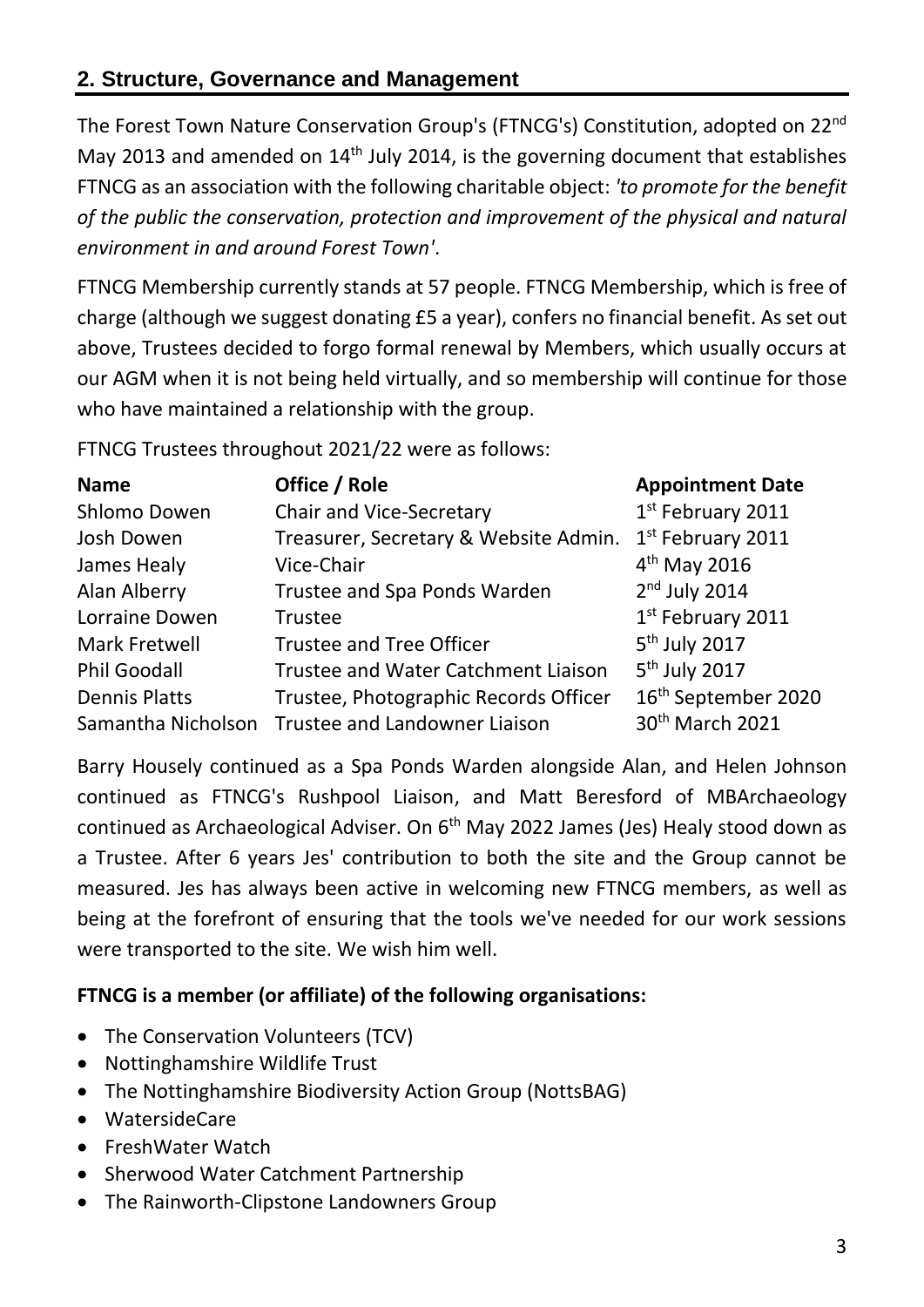## 2. Structure, Governance and Management

The Forest Town Nature Conservation Group's (FTNCG's) Constitution, adopted on 22nd May 2013 and amended on 14th July 2014, is the governing document that establishes FTNCG as an association with the following charitable object: *'to promote for the benefit of the public the conservation, protection and improvement of the physical and natural environment in and around Forest Town'*.

FTNCG Membership currently stands at 57 people. FTNCG Membership, which is free of charge (although we suggest donating £5 a year), confers no financial benefit. As set out above, Trustees decided to forgo formal renewal by Members, which usually occurs at our AGM when it is not being held virtually, and so membership will continue for those who have maintained a relationship with the group.

FTNCG Trustees throughout 2021/22 were as follows:

| Name | Office / Role | Appointment Date |
|---|---|---|
| Shlomo Dowen | Chair and Vice-Secretary | 1st February 2011 |
| Josh Dowen | Treasurer, Secretary & Website Admin. | 1st February 2011 |
| James Healy | Vice-Chair | 4th May 2016 |
| Alan Alberry | Trustee and Spa Ponds Warden | 2nd July 2014 |
| Lorraine Dowen | Trustee | 1st February 2011 |
| Mark Fretwell | Trustee and Tree Officer | 5th July 2017 |
| Phil Goodall | Trustee and Water Catchment Liaison | 5th July 2017 |
| Dennis Platts | Trustee, Photographic Records Officer | 16th September 2020 |
| Samantha Nicholson | Trustee and Landowner Liaison | 30th March 2021 |

Barry Housely continued as a Spa Ponds Warden alongside Alan, and Helen Johnson continued as FTNCG's Rushpool Liaison, and Matt Beresford of MBArchaeology continued as Archaeological Adviser. On 6th May 2022 James (Jes) Healy stood down as a Trustee. After 6 years Jes' contribution to both the site and the Group cannot be measured. Jes has always been active in welcoming new FTNCG members, as well as being at the forefront of ensuring that the tools we've needed for our work sessions were transported to the site. We wish him well.

**FTNCG is a member (or affiliate) of the following organisations:**

- The Conservation Volunteers (TCV)
- Nottinghamshire Wildlife Trust
- The Nottinghamshire Biodiversity Action Group (NottsBAG)
- WatersideCare
- FreshWater Watch
- Sherwood Water Catchment Partnership
- The Rainworth-Clipstone Landowners Group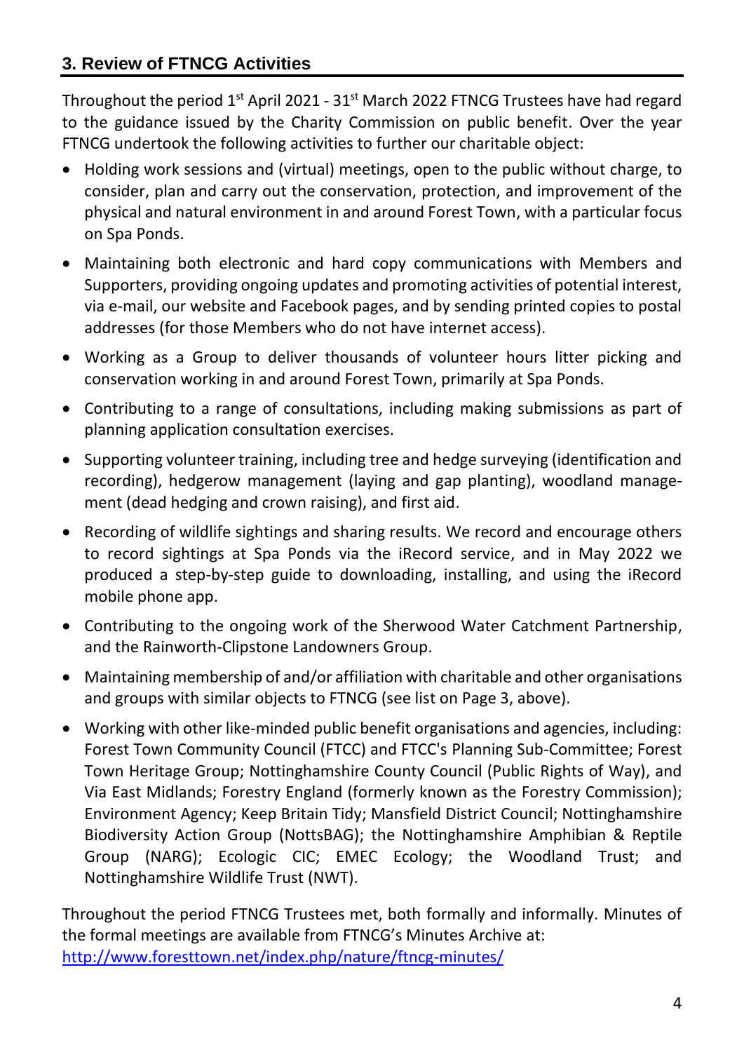## 3. Review of FTNCG Activities

Throughout the period 1st April 2021 - 31st March 2022 FTNCG Trustees have had regard to the guidance issued by the Charity Commission on public benefit. Over the year FTNCG undertook the following activities to further our charitable object:

- Holding work sessions and (virtual) meetings, open to the public without charge, to consider, plan and carry out the conservation, protection, and improvement of the physical and natural environment in and around Forest Town, with a particular focus on Spa Ponds.
- Maintaining both electronic and hard copy communications with Members and Supporters, providing ongoing updates and promoting activities of potential interest, via e-mail, our website and Facebook pages, and by sending printed copies to postal addresses (for those Members who do not have internet access).
- Working as a Group to deliver thousands of volunteer hours litter picking and conservation working in and around Forest Town, primarily at Spa Ponds.
- Contributing to a range of consultations, including making submissions as part of planning application consultation exercises.
- Supporting volunteer training, including tree and hedge surveying (identification and recording), hedgerow management (laying and gap planting), woodland management (dead hedging and crown raising), and first aid.
- Recording of wildlife sightings and sharing results. We record and encourage others to record sightings at Spa Ponds via the iRecord service, and in May 2022 we produced a step-by-step guide to downloading, installing, and using the iRecord mobile phone app.
- Contributing to the ongoing work of the Sherwood Water Catchment Partnership, and the Rainworth-Clipstone Landowners Group.
- Maintaining membership of and/or affiliation with charitable and other organisations and groups with similar objects to FTNCG (see list on Page 3, above).
- Working with other like-minded public benefit organisations and agencies, including: Forest Town Community Council (FTCC) and FTCC's Planning Sub-Committee; Forest Town Heritage Group; Nottinghamshire County Council (Public Rights of Way), and Via East Midlands; Forestry England (formerly known as the Forestry Commission); Environment Agency; Keep Britain Tidy; Mansfield District Council; Nottinghamshire Biodiversity Action Group (NottsBAG); the Nottinghamshire Amphibian & Reptile Group (NARG); Ecologic CIC; EMEC Ecology; the Woodland Trust; and Nottinghamshire Wildlife Trust (NWT).

Throughout the period FTNCG Trustees met, both formally and informally. Minutes of the formal meetings are available from FTNCG's Minutes Archive at:
http://www.foresttown.net/index.php/nature/ftncg-minutes/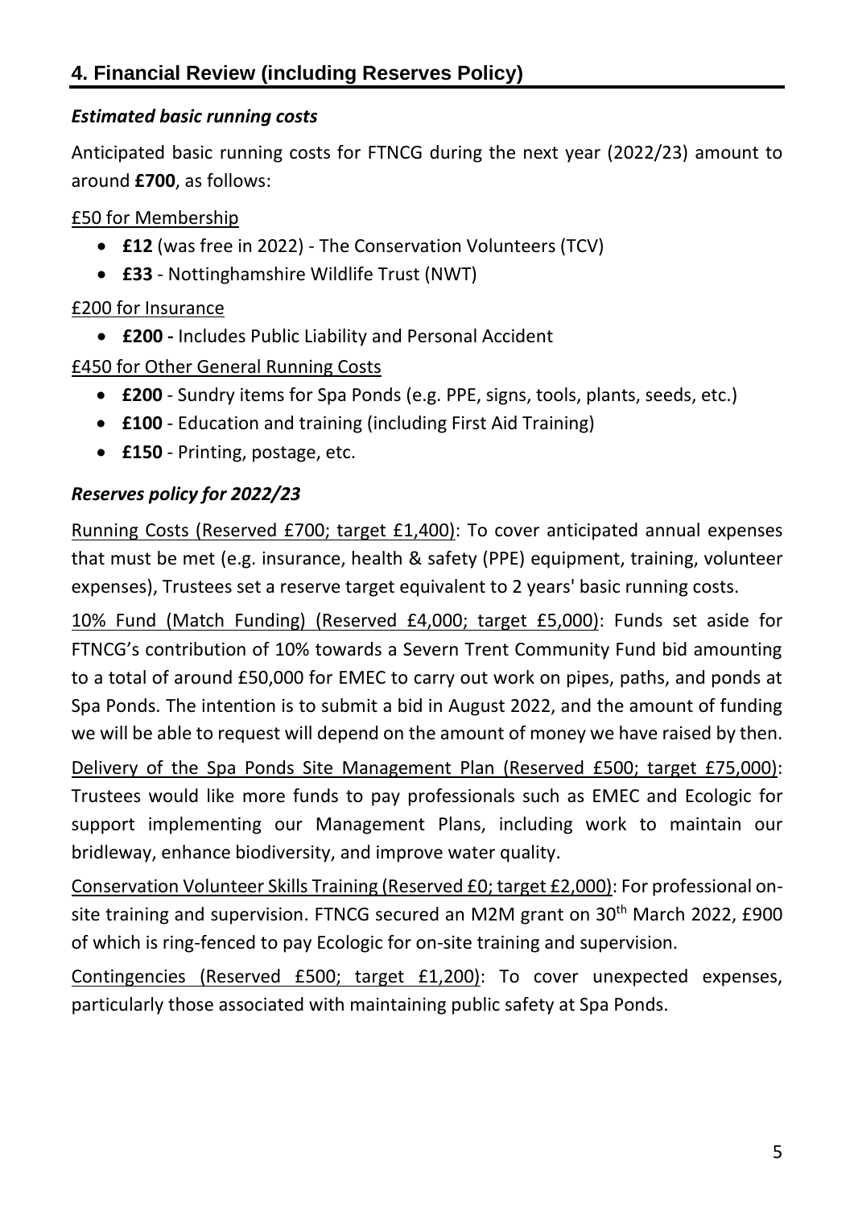## 4. Financial Review (including Reserves Policy)

***Estimated basic running costs***

Anticipated basic running costs for FTNCG during the next year (2022/23) amount to around **£700**, as follows:

£50 for Membership

- **£12** (was free in 2022) - The Conservation Volunteers (TCV)
- **£33** - Nottinghamshire Wildlife Trust (NWT)

£200 for Insurance

- **£200 -** Includes Public Liability and Personal Accident

£450 for Other General Running Costs

- **£200** - Sundry items for Spa Ponds (e.g. PPE, signs, tools, plants, seeds, etc.)
- **£100** - Education and training (including First Aid Training)
- **£150** - Printing, postage, etc.

***Reserves policy for 2022/23***

Running Costs (Reserved £700; target £1,400): To cover anticipated annual expenses that must be met (e.g. insurance, health & safety (PPE) equipment, training, volunteer expenses), Trustees set a reserve target equivalent to 2 years' basic running costs.

10% Fund (Match Funding) (Reserved £4,000; target £5,000): Funds set aside for FTNCG's contribution of 10% towards a Severn Trent Community Fund bid amounting to a total of around £50,000 for EMEC to carry out work on pipes, paths, and ponds at Spa Ponds. The intention is to submit a bid in August 2022, and the amount of funding we will be able to request will depend on the amount of money we have raised by then.

Delivery of the Spa Ponds Site Management Plan (Reserved £500; target £75,000): Trustees would like more funds to pay professionals such as EMEC and Ecologic for support implementing our Management Plans, including work to maintain our bridleway, enhance biodiversity, and improve water quality.

Conservation Volunteer Skills Training (Reserved £0; target £2,000): For professional on-site training and supervision. FTNCG secured an M2M grant on 30th March 2022, £900 of which is ring-fenced to pay Ecologic for on-site training and supervision.

Contingencies (Reserved £500; target £1,200): To cover unexpected expenses, particularly those associated with maintaining public safety at Spa Ponds.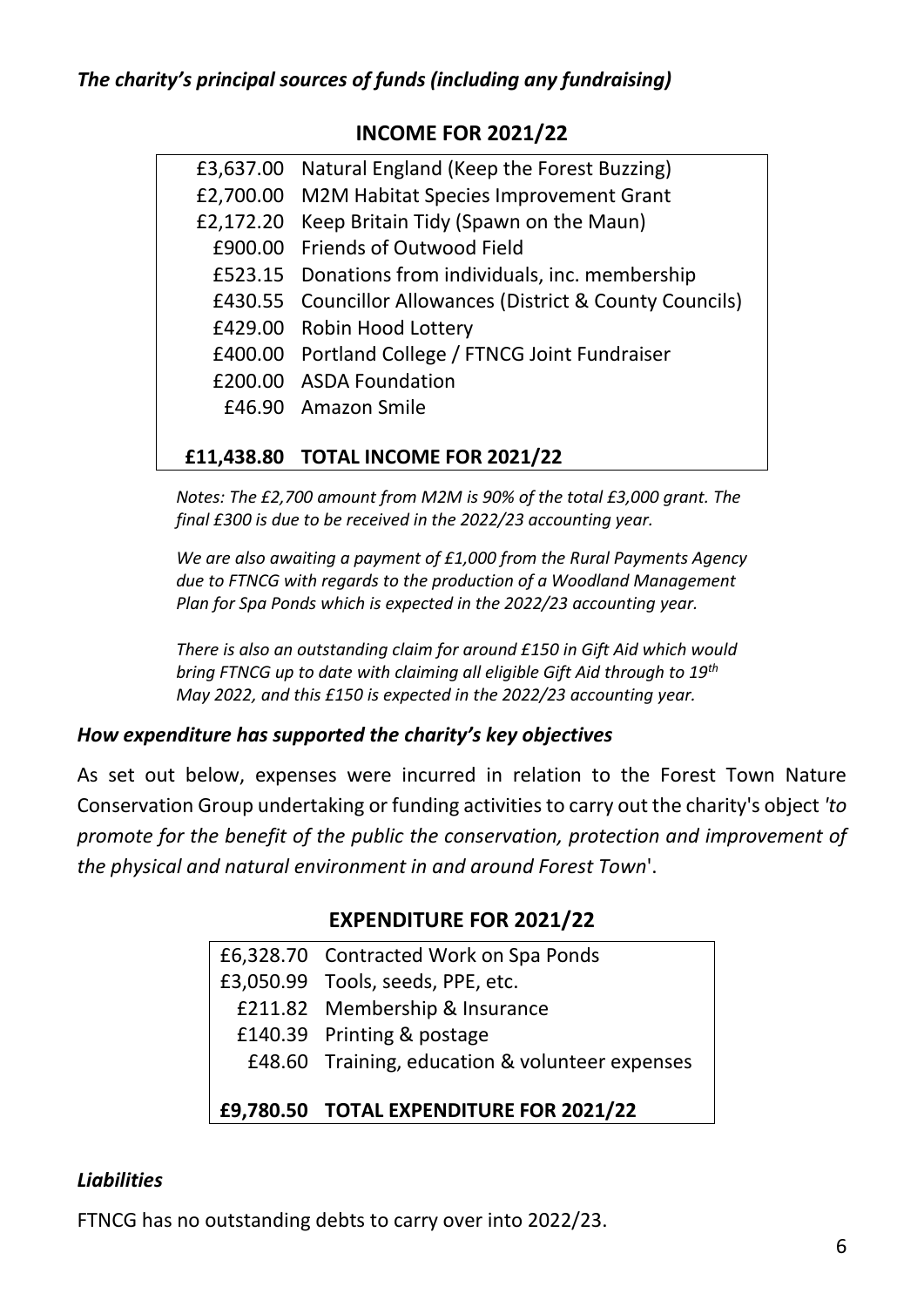***The charity's principal sources of funds (including any fundraising)***

**INCOME FOR 2021/22**

| Amount | Source |
|---|---|
| £3,637.00 | Natural England (Keep the Forest Buzzing) |
| £2,700.00 | M2M Habitat Species Improvement Grant |
| £2,172.20 | Keep Britain Tidy (Spawn on the Maun) |
| £900.00 | Friends of Outwood Field |
| £523.15 | Donations from individuals, inc. membership |
| £430.55 | Councillor Allowances (District & County Councils) |
| £429.00 | Robin Hood Lottery |
| £400.00 | Portland College / FTNCG Joint Fundraiser |
| £200.00 | ASDA Foundation |
| £46.90 | Amazon Smile |
| **£11,438.80** | **TOTAL INCOME FOR 2021/22** |

*Notes: The £2,700 amount from M2M is 90% of the total £3,000 grant. The final £300 is due to be received in the 2022/23 accounting year.*

*We are also awaiting a payment of £1,000 from the Rural Payments Agency due to FTNCG with regards to the production of a Woodland Management Plan for Spa Ponds which is expected in the 2022/23 accounting year.*

*There is also an outstanding claim for around £150 in Gift Aid which would bring FTNCG up to date with claiming all eligible Gift Aid through to 19th May 2022, and this £150 is expected in the 2022/23 accounting year.*

***How expenditure has supported the charity's key objectives***

As set out below, expenses were incurred in relation to the Forest Town Nature Conservation Group undertaking or funding activities to carry out the charity's object *'to promote for the benefit of the public the conservation, protection and improvement of the physical and natural environment in and around Forest Town*'.

**EXPENDITURE FOR 2021/22**

| Amount | Item |
|---|---|
| £6,328.70 | Contracted Work on Spa Ponds |
| £3,050.99 | Tools, seeds, PPE, etc. |
| £211.82 | Membership & Insurance |
| £140.39 | Printing & postage |
| £48.60 | Training, education & volunteer expenses |
| **£9,780.50** | **TOTAL EXPENDITURE FOR 2021/22** |

***Liabilities***

FTNCG has no outstanding debts to carry over into 2022/23.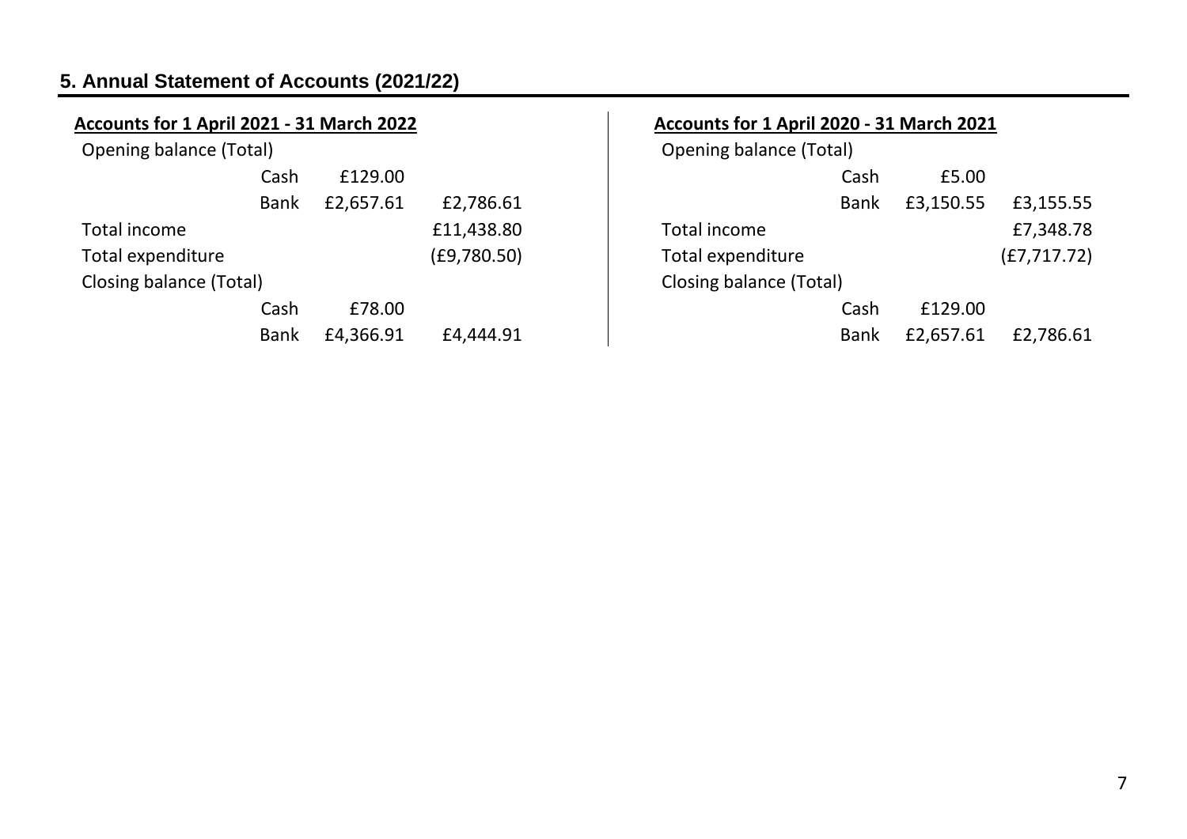## 5. Annual Statement of Accounts (2021/22)

**Accounts for 1 April 2021 - 31 March 2022**

| | | | |
|---|---|---|---|
| Opening balance (Total) | | | |
| | Cash | £129.00 | |
| | Bank | £2,657.61 | £2,786.61 |
| Total income | | | £11,438.80 |
| Total expenditure | | | (£9,780.50) |
| Closing balance (Total) | | | |
| | Cash | £78.00 | |
| | Bank | £4,366.91 | £4,444.91 |

**Accounts for 1 April 2020 - 31 March 2021**

| | | | |
|---|---|---|---|
| Opening balance (Total) | | | |
| | Cash | £5.00 | |
| | Bank | £3,150.55 | £3,155.55 |
| Total income | | | £7,348.78 |
| Total expenditure | | | (£7,717.72) |
| Closing balance (Total) | | | |
| | Cash | £129.00 | |
| | Bank | £2,657.61 | £2,786.61 |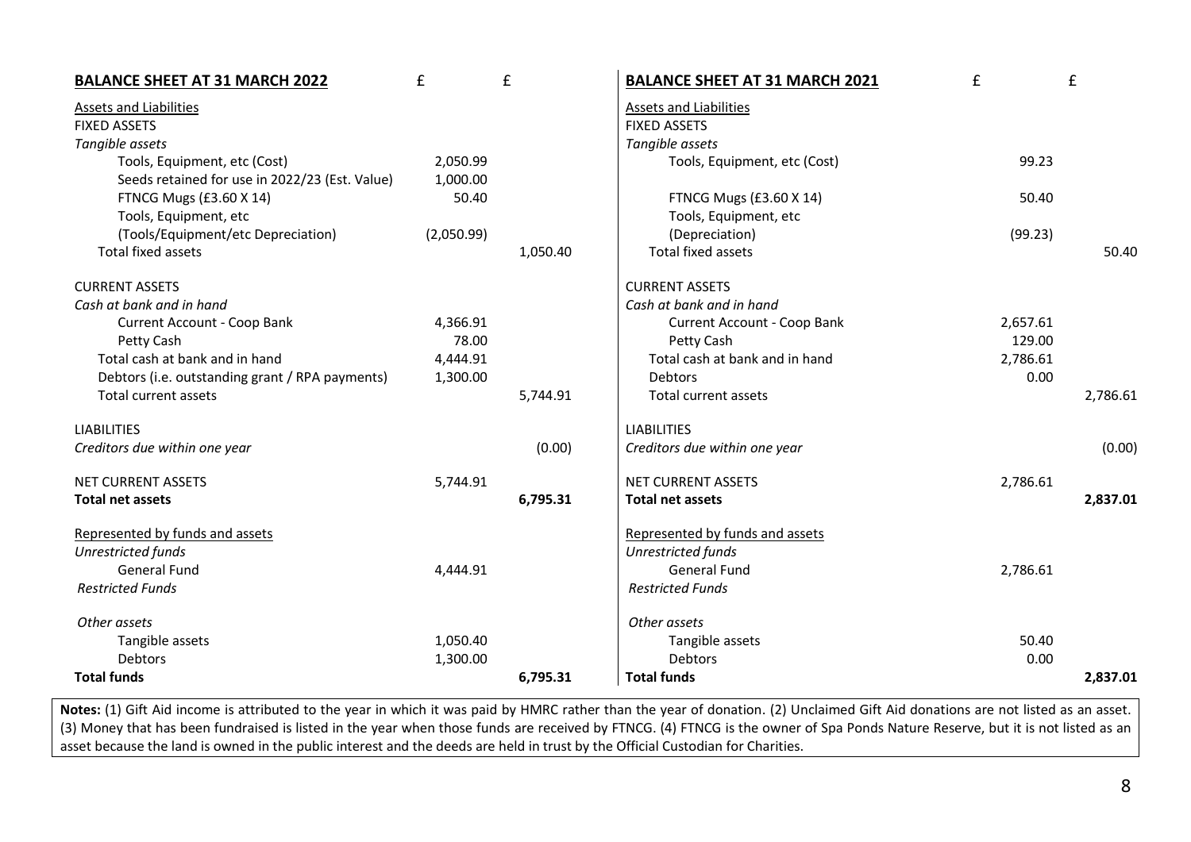## BALANCE SHEET AT 31 MARCH 2022

| BALANCE SHEET AT 31 MARCH 2022 | £ | £ |
|---|---|---|
| Assets and Liabilities | | |
| FIXED ASSETS | | |
| *Tangible assets* | | |
| Tools, Equipment, etc (Cost) | 2,050.99 | |
| Seeds retained for use in 2022/23 (Est. Value) | 1,000.00 | |
| FTNCG Mugs (£3.60 X 14) | 50.40 | |
| Tools, Equipment, etc | | |
| (Tools/Equipment/etc Depreciation) | (2,050.99) | |
| Total fixed assets | | 1,050.40 |
| CURRENT ASSETS | | |
| *Cash at bank and in hand* | | |
| Current Account - Coop Bank | 4,366.91 | |
| Petty Cash | 78.00 | |
| Total cash at bank and in hand | 4,444.91 | |
| Debtors (i.e. outstanding grant / RPA payments) | 1,300.00 | |
| Total current assets | | 5,744.91 |
| LIABILITIES | | |
| *Creditors due within one year* | | (0.00) |
| NET CURRENT ASSETS | 5,744.91 | |
| **Total net assets** | | **6,795.31** |
| Represented by funds and assets | | |
| *Unrestricted funds* | | |
| General Fund | 4,444.91 | |
| *Restricted Funds* | | |
| *Other assets* | | |
| Tangible assets | 1,050.40 | |
| Debtors | 1,300.00 | |
| **Total funds** | | **6,795.31** |

## BALANCE SHEET AT 31 MARCH 2021

| BALANCE SHEET AT 31 MARCH 2021 | £ | £ |
|---|---|---|
| Assets and Liabilities | | |
| FIXED ASSETS | | |
| *Tangible assets* | | |
| Tools, Equipment, etc (Cost) | 99.23 | |
| FTNCG Mugs (£3.60 X 14) | 50.40 | |
| Tools, Equipment, etc | | |
| (Depreciation) | (99.23) | |
| Total fixed assets | | 50.40 |
| CURRENT ASSETS | | |
| *Cash at bank and in hand* | | |
| Current Account - Coop Bank | 2,657.61 | |
| Petty Cash | 129.00 | |
| Total cash at bank and in hand | 2,786.61 | |
| Debtors | 0.00 | |
| Total current assets | | 2,786.61 |
| LIABILITIES | | |
| *Creditors due within one year* | | (0.00) |
| NET CURRENT ASSETS | 2,786.61 | |
| **Total net assets** | | **2,837.01** |
| Represented by funds and assets | | |
| *Unrestricted funds* | | |
| General Fund | 2,786.61 | |
| *Restricted Funds* | | |
| *Other assets* | | |
| Tangible assets | 50.40 | |
| Debtors | 0.00 | |
| **Total funds** | | **2,837.01** |

**Notes:** (1) Gift Aid income is attributed to the year in which it was paid by HMRC rather than the year of donation. (2) Unclaimed Gift Aid donations are not listed as an asset. (3) Money that has been fundraised is listed in the year when those funds are received by FTNCG. (4) FTNCG is the owner of Spa Ponds Nature Reserve, but it is not listed as an asset because the land is owned in the public interest and the deeds are held in trust by the Official Custodian for Charities.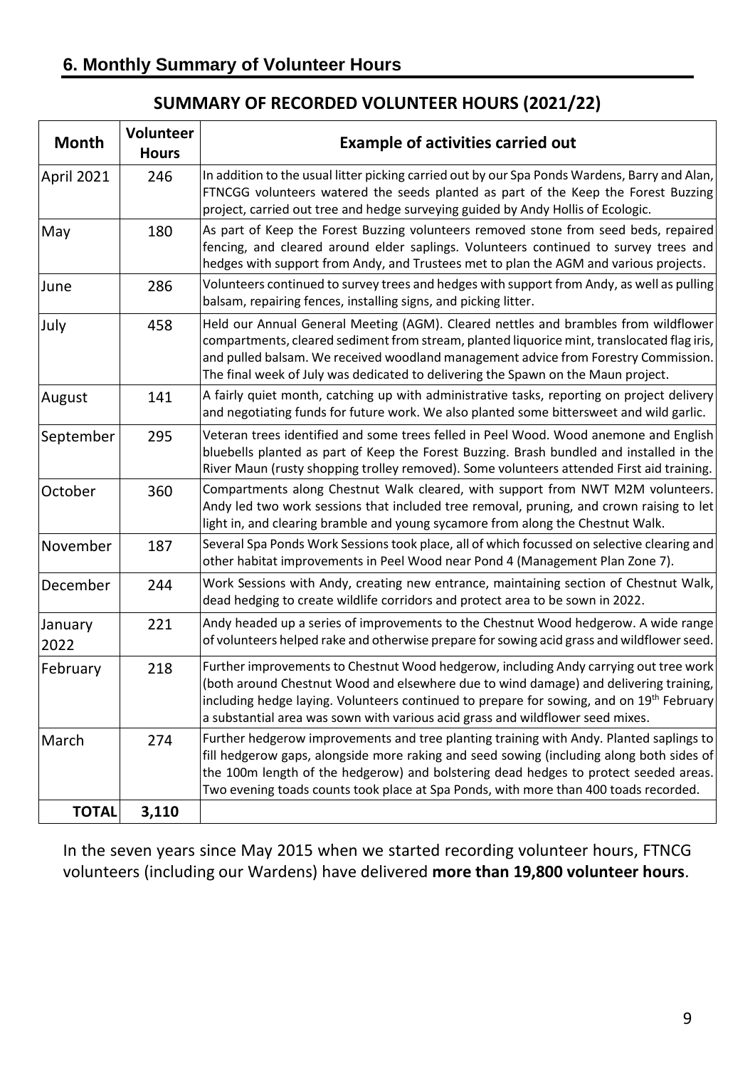## 6. Monthly Summary of Volunteer Hours

### SUMMARY OF RECORDED VOLUNTEER HOURS (2021/22)

| Month | Volunteer Hours | Example of activities carried out |
|---|---|---|
| April 2021 | 246 | In addition to the usual litter picking carried out by our Spa Ponds Wardens, Barry and Alan, FTNCGG volunteers watered the seeds planted as part of the Keep the Forest Buzzing project, carried out tree and hedge surveying guided by Andy Hollis of Ecologic. |
| May | 180 | As part of Keep the Forest Buzzing volunteers removed stone from seed beds, repaired fencing, and cleared around elder saplings. Volunteers continued to survey trees and hedges with support from Andy, and Trustees met to plan the AGM and various projects. |
| June | 286 | Volunteers continued to survey trees and hedges with support from Andy, as well as pulling balsam, repairing fences, installing signs, and picking litter. |
| July | 458 | Held our Annual General Meeting (AGM). Cleared nettles and brambles from wildflower compartments, cleared sediment from stream, planted liquorice mint, translocated flag iris, and pulled balsam. We received woodland management advice from Forestry Commission. The final week of July was dedicated to delivering the Spawn on the Maun project. |
| August | 141 | A fairly quiet month, catching up with administrative tasks, reporting on project delivery and negotiating funds for future work. We also planted some bittersweet and wild garlic. |
| September | 295 | Veteran trees identified and some trees felled in Peel Wood. Wood anemone and English bluebells planted as part of Keep the Forest Buzzing. Brash bundled and installed in the River Maun (rusty shopping trolley removed). Some volunteers attended First aid training. |
| October | 360 | Compartments along Chestnut Walk cleared, with support from NWT M2M volunteers. Andy led two work sessions that included tree removal, pruning, and crown raising to let light in, and clearing bramble and young sycamore from along the Chestnut Walk. |
| November | 187 | Several Spa Ponds Work Sessions took place, all of which focussed on selective clearing and other habitat improvements in Peel Wood near Pond 4 (Management Plan Zone 7). |
| December | 244 | Work Sessions with Andy, creating new entrance, maintaining section of Chestnut Walk, dead hedging to create wildlife corridors and protect area to be sown in 2022. |
| January 2022 | 221 | Andy headed up a series of improvements to the Chestnut Wood hedgerow. A wide range of volunteers helped rake and otherwise prepare for sowing acid grass and wildflower seed. |
| February | 218 | Further improvements to Chestnut Wood hedgerow, including Andy carrying out tree work (both around Chestnut Wood and elsewhere due to wind damage) and delivering training, including hedge laying. Volunteers continued to prepare for sowing, and on 19th February a substantial area was sown with various acid grass and wildflower seed mixes. |
| March | 274 | Further hedgerow improvements and tree planting training with Andy. Planted saplings to fill hedgerow gaps, alongside more raking and seed sowing (including along both sides of the 100m length of the hedgerow) and bolstering dead hedges to protect seeded areas. Two evening toads counts took place at Spa Ponds, with more than 400 toads recorded. |
| **TOTAL** | **3,110** | |

In the seven years since May 2015 when we started recording volunteer hours, FTNCG volunteers (including our Wardens) have delivered **more than 19,800 volunteer hours**.